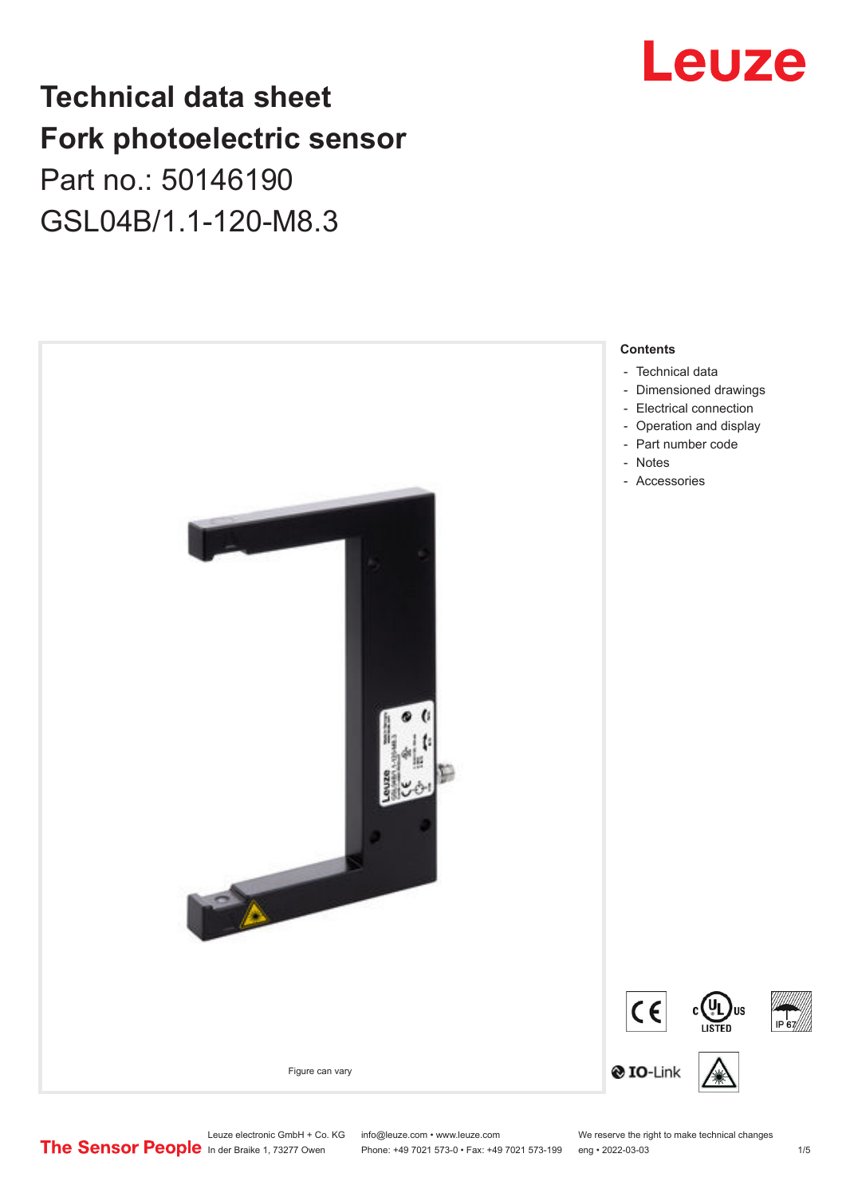# Technical data sheet
# Fork photoelectric sensor

Part no.: 50146190

GSL04B/1.1-120-M8.3

Figure can vary

**Contents**

- Technical data
- Dimensioned drawings
- Electrical connection
- Operation and display
- Part number code
- Notes
- Accessories

Leuze electronic GmbH + Co. KG
In der Braike 1, 73277 Owen

info@leuze.com • www.leuze.com
Phone: +49 7021 573-0 • Fax: +49 7021 573-199

We reserve the right to make technical changes
eng • 2022-03-03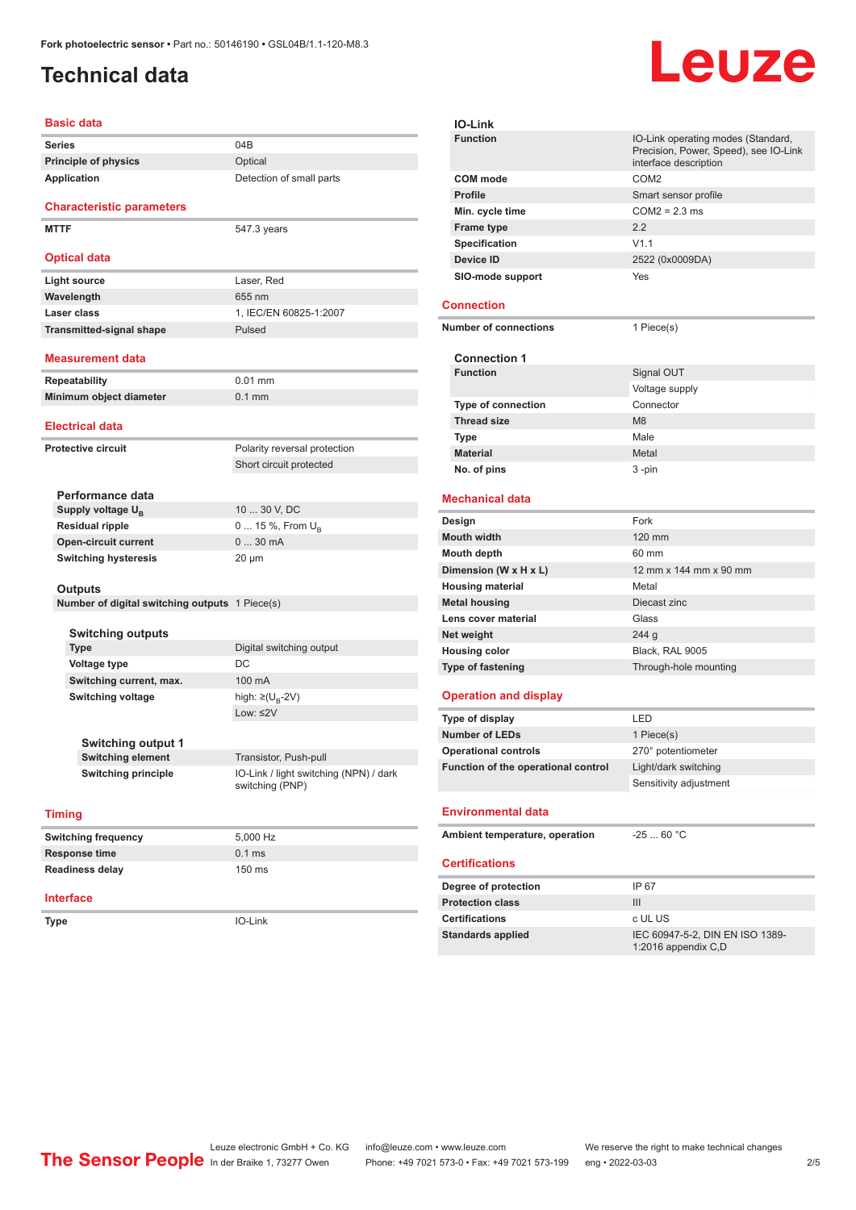Fork photoelectric sensor • Part no.: 50146190 • GSL04B/1.1-120-M8.3

# Technical data

## Basic data

| | |
|---|---|
| Series | 04B |
| Principle of physics | Optical |
| Application | Detection of small parts |

## Characteristic parameters

| | |
|---|---|
| MTTF | 547.3 years |

## Optical data

| | |
|---|---|
| Light source | Laser, Red |
| Wavelength | 655 nm |
| Laser class | 1, IEC/EN 60825-1:2007 |
| Transmitted-signal shape | Pulsed |

## Measurement data

| | |
|---|---|
| Repeatability | 0.01 mm |
| Minimum object diameter | 0.1 mm |

## Electrical data

| | |
|---|---|
| Protective circuit | Polarity reversal protection |
| | Short circuit protected |

### Performance data

| | |
|---|---|
| Supply voltage $U_B$ | 10 ... 30 V, DC |
| Residual ripple | 0 ... 15 %, From $U_B$ |
| Open-circuit current | 0 ... 30 mA |
| Switching hysteresis | 20 µm |

### Outputs

| | |
|---|---|
| Number of digital switching outputs | 1 Piece(s) |

#### Switching outputs

| | |
|---|---|
| Type | Digital switching output |
| Voltage type | DC |
| Switching current, max. | 100 mA |
| Switching voltage | high: ≥($U_B$-2V) |
| | Low: ≤2V |

##### Switching output 1

| | |
|---|---|
| Switching element | Transistor, Push-pull |
| Switching principle | IO-Link / light switching (NPN) / dark switching (PNP) |

## Timing

| | |
|---|---|
| Switching frequency | 5,000 Hz |
| Response time | 0.1 ms |
| Readiness delay | 150 ms |

## Interface

| | |
|---|---|
| Type | IO-Link |

### IO-Link

| | |
|---|---|
| Function | IO-Link operating modes (Standard, Precision, Power, Speed), see IO-Link interface description |
| COM mode | COM2 |
| Profile | Smart sensor profile |
| Min. cycle time | COM2 = 2.3 ms |
| Frame type | 2.2 |
| Specification | V1.1 |
| Device ID | 2522 (0x0009DA) |
| SIO-mode support | Yes |

## Connection

| | |
|---|---|
| Number of connections | 1 Piece(s) |

### Connection 1

| | |
|---|---|
| Function | Signal OUT |
| | Voltage supply |
| Type of connection | Connector |
| Thread size | M8 |
| Type | Male |
| Material | Metal |
| No. of pins | 3 -pin |

## Mechanical data

| | |
|---|---|
| Design | Fork |
| Mouth width | 120 mm |
| Mouth depth | 60 mm |
| Dimension (W x H x L) | 12 mm x 144 mm x 90 mm |
| Housing material | Metal |
| Metal housing | Diecast zinc |
| Lens cover material | Glass |
| Net weight | 244 g |
| Housing color | Black, RAL 9005 |
| Type of fastening | Through-hole mounting |

## Operation and display

| | |
|---|---|
| Type of display | LED |
| Number of LEDs | 1 Piece(s) |
| Operational controls | 270° potentiometer |
| Function of the operational control | Light/dark switching |
| | Sensitivity adjustment |

## Environmental data

| | |
|---|---|
| Ambient temperature, operation | -25 ... 60 °C |

## Certifications

| | |
|---|---|
| Degree of protection | IP 67 |
| Protection class | III |
| Certifications | c UL US |
| Standards applied | IEC 60947-5-2, DIN EN ISO 1389-1:2016 appendix C,D |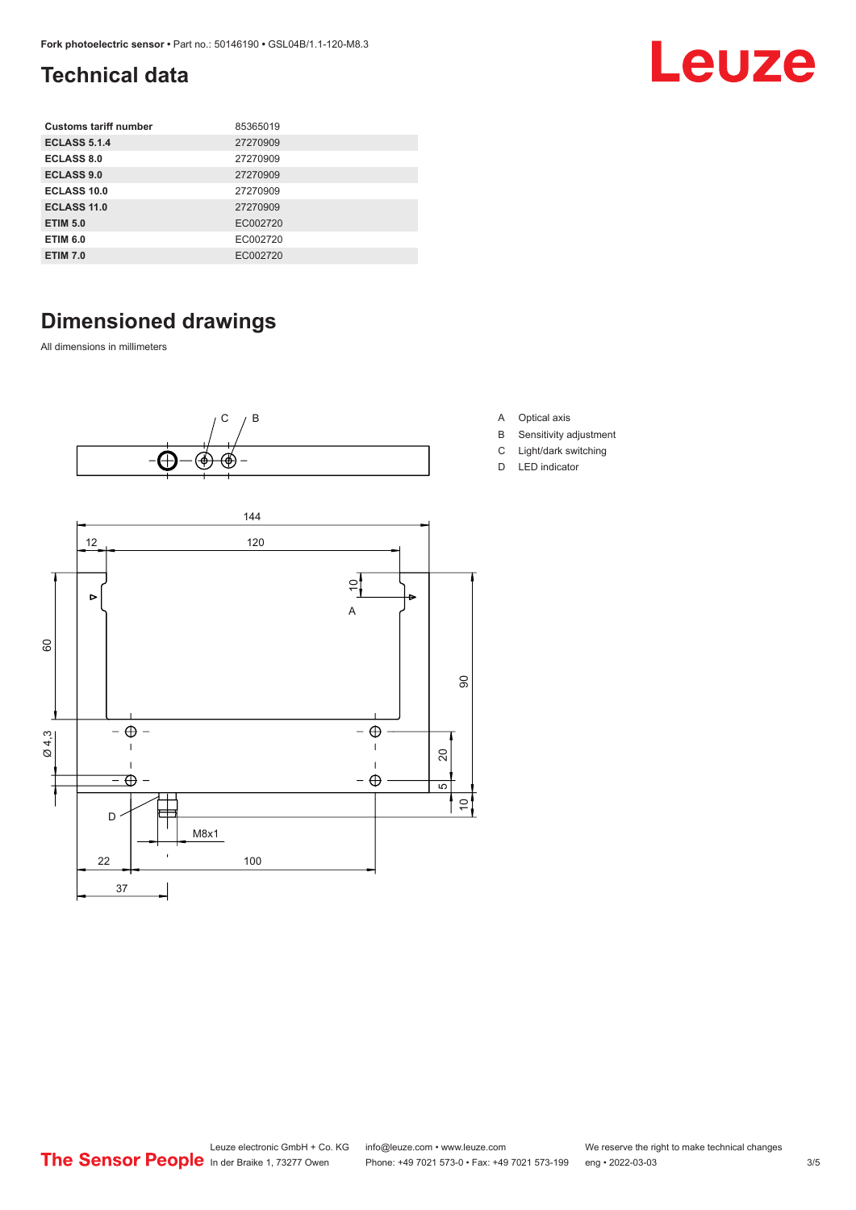## Technical data

| Customs tariff number | 85365019 |
|---|---|
| ECLASS 5.1.4 | 27270909 |
| ECLASS 8.0 | 27270909 |
| ECLASS 9.0 | 27270909 |
| ECLASS 10.0 | 27270909 |
| ECLASS 11.0 | 27270909 |
| ETIM 5.0 | EC002720 |
| ETIM 6.0 | EC002720 |
| ETIM 7.0 | EC002720 |

## Dimensioned drawings

All dimensions in millimeters

A Optical axis
B Sensitivity adjustment
C Light/dark switching
D LED indicator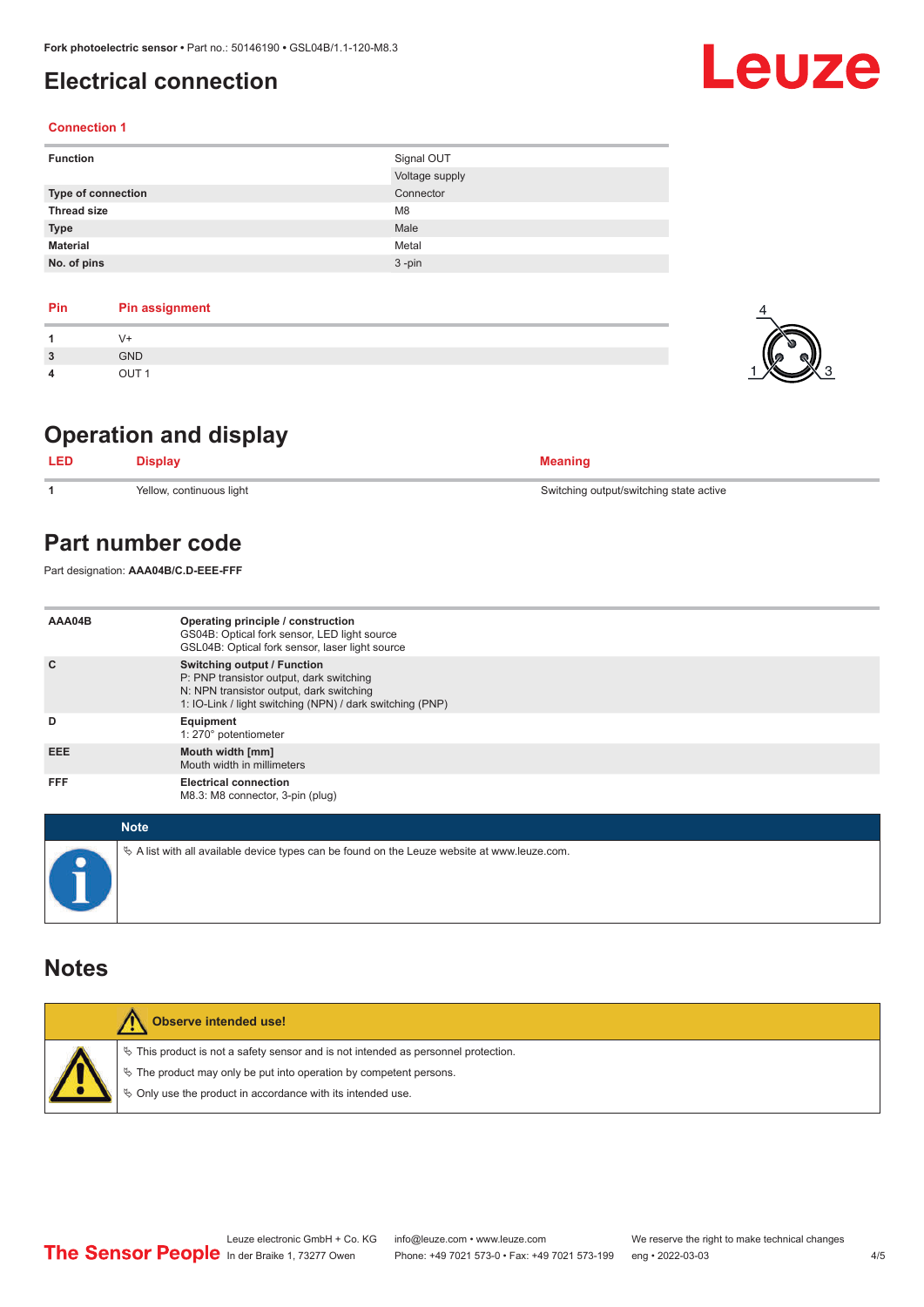# Electrical connection

### Connection 1

| Function | Signal OUT |
|---|---|
| | Voltage supply |
| Type of connection | Connector |
| Thread size | M8 |
| Type | Male |
| Material | Metal |
| No. of pins | 3 -pin |

| Pin | Pin assignment |
|---|---|
| 1 | V+ |
| 3 | GND |
| 4 | OUT 1 |

# Operation and display

| LED | Display | Meaning |
|---|---|---|
| 1 | Yellow, continuous light | Switching output/switching state active |

# Part number code

Part designation: **AAA04B/C.D-EEE-FFF**

| | |
|---|---|
| AAA04B | **Operating principle / construction**<br>GS04B: Optical fork sensor, LED light source<br>GSL04B: Optical fork sensor, laser light source |
| C | **Switching output / Function**<br>P: PNP transistor output, dark switching<br>N: NPN transistor output, dark switching<br>1: IO-Link / light switching (NPN) / dark switching (PNP) |
| D | **Equipment**<br>1: 270° potentiometer |
| EEE | **Mouth width [mm]**<br>Mouth width in millimeters |
| FFF | **Electrical connection**<br>M8.3: M8 connector, 3-pin (plug) |

**Note**

- A list with all available device types can be found on the Leuze website at www.leuze.com.

# Notes

**Observe intended use!**

- This product is not a safety sensor and is not intended as personnel protection.
- The product may only be put into operation by competent persons.
- Only use the product in accordance with its intended use.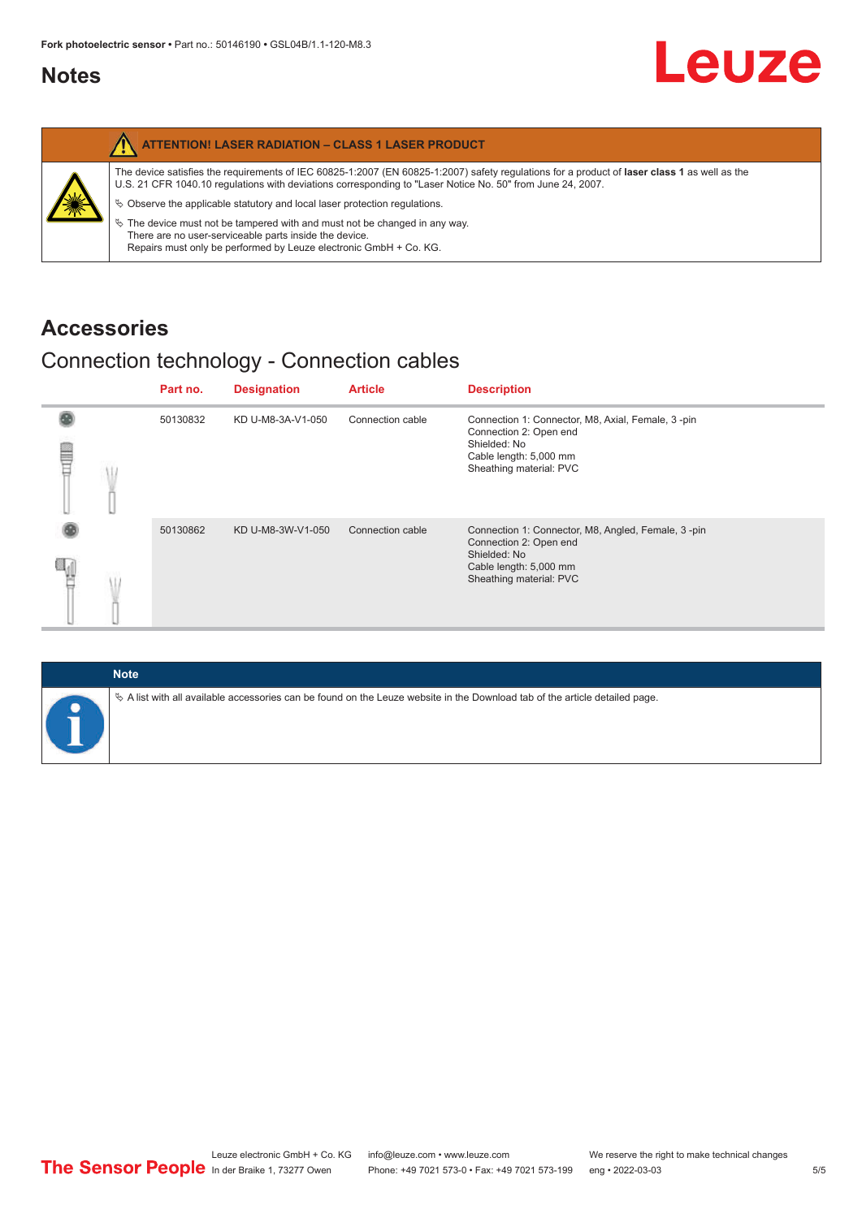## Notes

**ATTENTION! LASER RADIATION – CLASS 1 LASER PRODUCT**

The device satisfies the requirements of IEC 60825-1:2007 (EN 60825-1:2007) safety regulations for a product of **laser class 1** as well as the U.S. 21 CFR 1040.10 regulations with deviations corresponding to "Laser Notice No. 50" from June 24, 2007.

- Observe the applicable statutory and local laser protection regulations.
- The device must not be tampered with and must not be changed in any way.
  There are no user-serviceable parts inside the device.
  Repairs must only be performed by Leuze electronic GmbH + Co. KG.

## Accessories

### Connection technology - Connection cables

| | Part no. | Designation | Article | Description |
|---|---|---|---|---|
| | 50130832 | KD U-M8-3A-V1-050 | Connection cable | Connection 1: Connector, M8, Axial, Female, 3 -pin<br>Connection 2: Open end<br>Shielded: No<br>Cable length: 5,000 mm<br>Sheathing material: PVC |
| | 50130862 | KD U-M8-3W-V1-050 | Connection cable | Connection 1: Connector, M8, Angled, Female, 3 -pin<br>Connection 2: Open end<br>Shielded: No<br>Cable length: 5,000 mm<br>Sheathing material: PVC |

**Note**

- A list with all available accessories can be found on the Leuze website in the Download tab of the article detailed page.